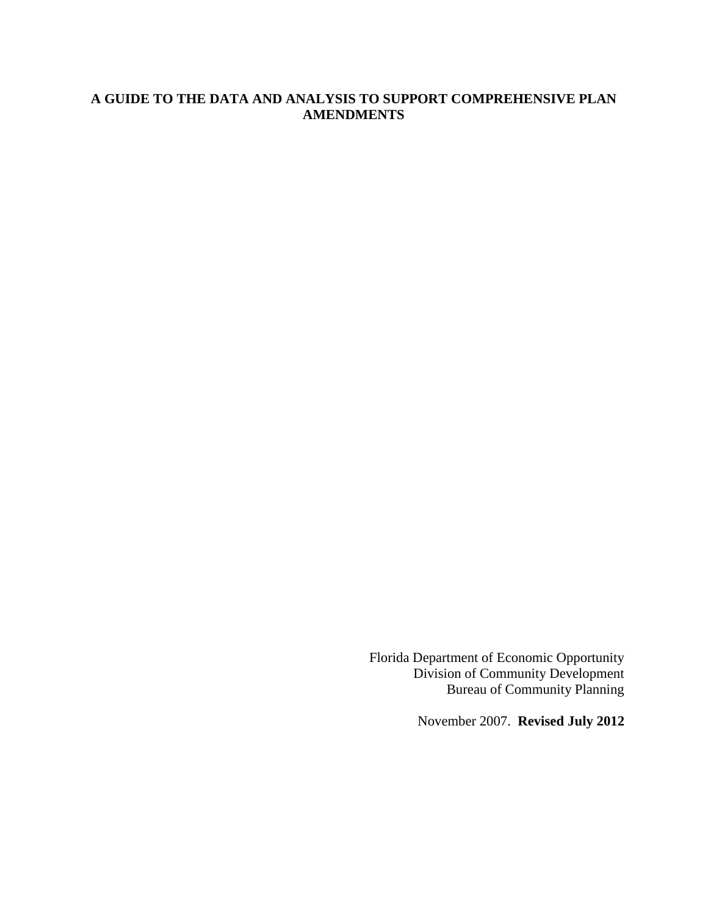# A GUIDE TO THE DATA AND ANALYSIS TO SUPPORT COMPREHENSIVE PLAN AMENDMENTS

Florida Department of Economic Opportunity
Division of Community Development
Bureau of Community Planning

November 2007. **Revised July 2012**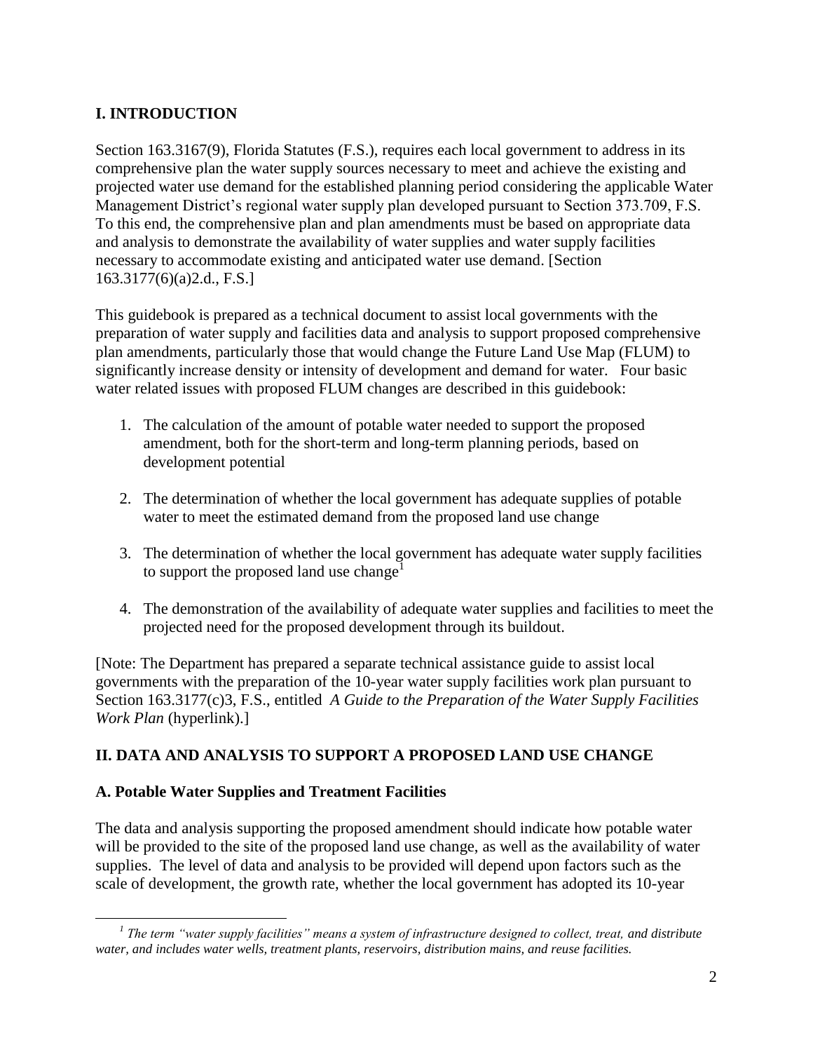## I. INTRODUCTION

Section 163.3167(9), Florida Statutes (F.S.), requires each local government to address in its comprehensive plan the water supply sources necessary to meet and achieve the existing and projected water use demand for the established planning period considering the applicable Water Management District's regional water supply plan developed pursuant to Section 373.709, F.S. To this end, the comprehensive plan and plan amendments must be based on appropriate data and analysis to demonstrate the availability of water supplies and water supply facilities necessary to accommodate existing and anticipated water use demand. [Section 163.3177(6)(a)2.d., F.S.]

This guidebook is prepared as a technical document to assist local governments with the preparation of water supply and facilities data and analysis to support proposed comprehensive plan amendments, particularly those that would change the Future Land Use Map (FLUM) to significantly increase density or intensity of development and demand for water. Four basic water related issues with proposed FLUM changes are described in this guidebook:

1. The calculation of the amount of potable water needed to support the proposed amendment, both for the short-term and long-term planning periods, based on development potential

2. The determination of whether the local government has adequate supplies of potable water to meet the estimated demand from the proposed land use change

3. The determination of whether the local government has adequate water supply facilities to support the proposed land use change[1]

4. The demonstration of the availability of adequate water supplies and facilities to meet the projected need for the proposed development through its buildout.

[Note: The Department has prepared a separate technical assistance guide to assist local governments with the preparation of the 10-year water supply facilities work plan pursuant to Section 163.3177(c)3, F.S., entitled *A Guide to the Preparation of the Water Supply Facilities Work Plan* (hyperlink).]

## II. DATA AND ANALYSIS TO SUPPORT A PROPOSED LAND USE CHANGE

### A. Potable Water Supplies and Treatment Facilities

The data and analysis supporting the proposed amendment should indicate how potable water will be provided to the site of the proposed land use change, as well as the availability of water supplies. The level of data and analysis to be provided will depend upon factors such as the scale of development, the growth rate, whether the local government has adopted its 10-year

---

[1] *The term "water supply facilities" means a system of infrastructure designed to collect, treat, and distribute water, and includes water wells, treatment plants, reservoirs, distribution mains, and reuse facilities.*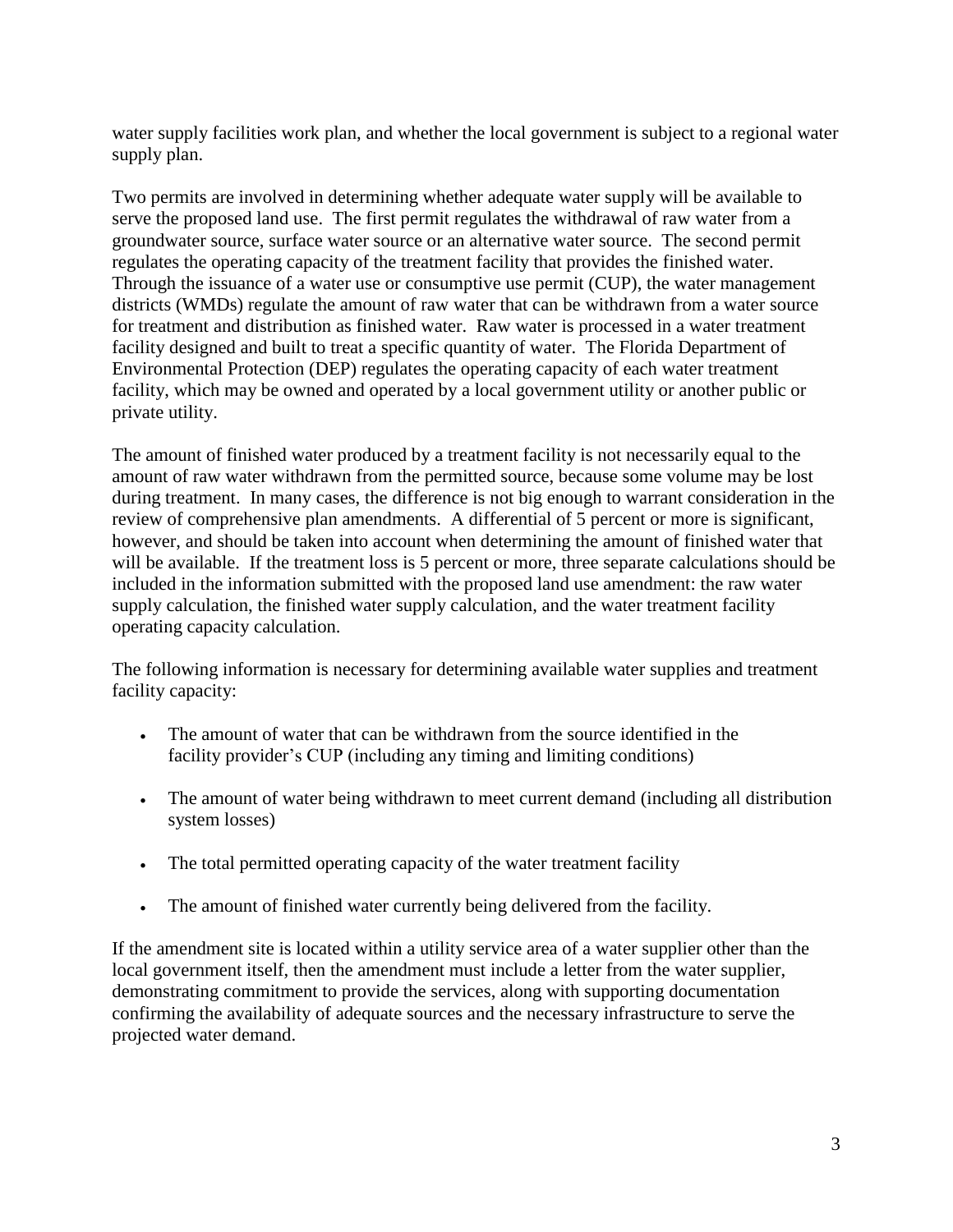water supply facilities work plan, and whether the local government is subject to a regional water supply plan.

Two permits are involved in determining whether adequate water supply will be available to serve the proposed land use. The first permit regulates the withdrawal of raw water from a groundwater source, surface water source or an alternative water source. The second permit regulates the operating capacity of the treatment facility that provides the finished water. Through the issuance of a water use or consumptive use permit (CUP), the water management districts (WMDs) regulate the amount of raw water that can be withdrawn from a water source for treatment and distribution as finished water. Raw water is processed in a water treatment facility designed and built to treat a specific quantity of water. The Florida Department of Environmental Protection (DEP) regulates the operating capacity of each water treatment facility, which may be owned and operated by a local government utility or another public or private utility.

The amount of finished water produced by a treatment facility is not necessarily equal to the amount of raw water withdrawn from the permitted source, because some volume may be lost during treatment. In many cases, the difference is not big enough to warrant consideration in the review of comprehensive plan amendments. A differential of 5 percent or more is significant, however, and should be taken into account when determining the amount of finished water that will be available. If the treatment loss is 5 percent or more, three separate calculations should be included in the information submitted with the proposed land use amendment: the raw water supply calculation, the finished water supply calculation, and the water treatment facility operating capacity calculation.

The following information is necessary for determining available water supplies and treatment facility capacity:

- The amount of water that can be withdrawn from the source identified in the facility provider's CUP (including any timing and limiting conditions)
- The amount of water being withdrawn to meet current demand (including all distribution system losses)
- The total permitted operating capacity of the water treatment facility
- The amount of finished water currently being delivered from the facility.

If the amendment site is located within a utility service area of a water supplier other than the local government itself, then the amendment must include a letter from the water supplier, demonstrating commitment to provide the services, along with supporting documentation confirming the availability of adequate sources and the necessary infrastructure to serve the projected water demand.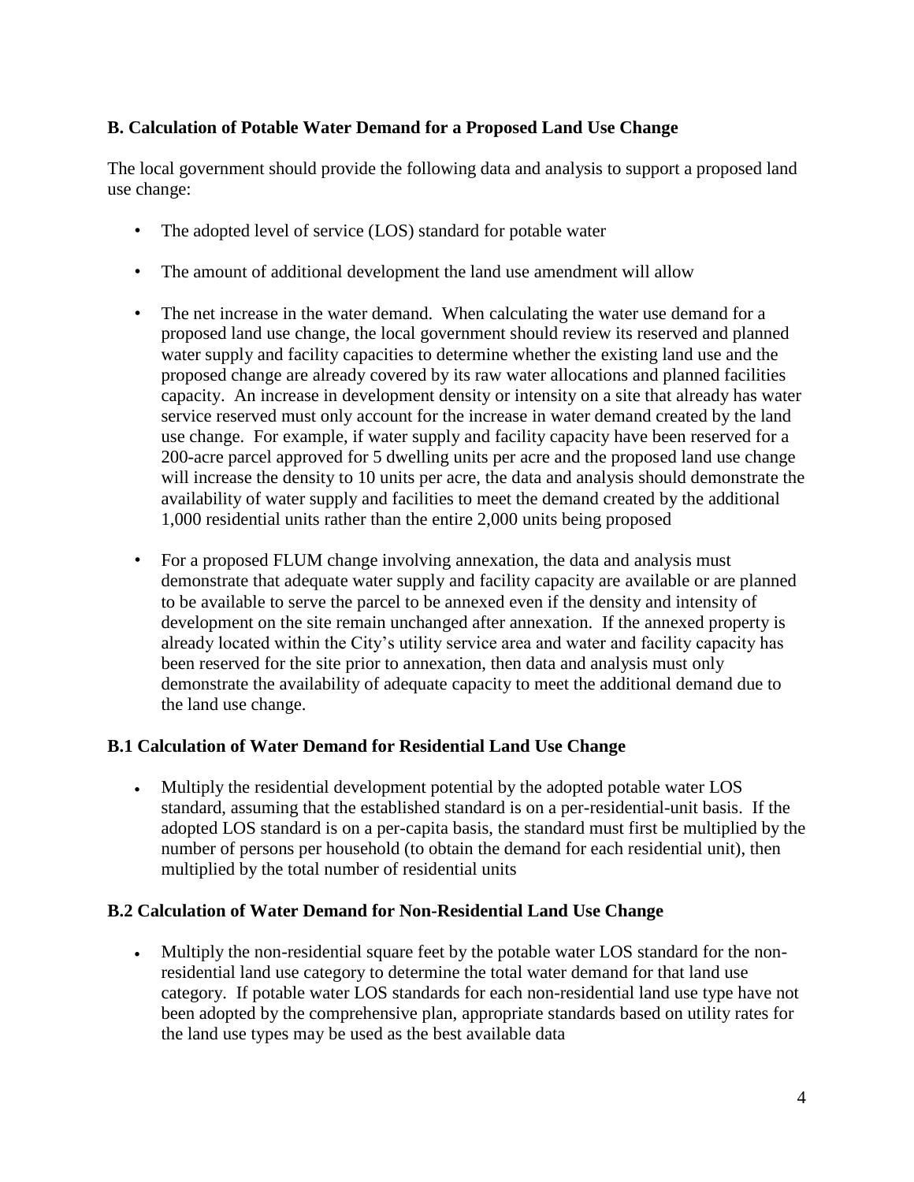### B. Calculation of Potable Water Demand for a Proposed Land Use Change

The local government should provide the following data and analysis to support a proposed land use change:

- The adopted level of service (LOS) standard for potable water
- The amount of additional development the land use amendment will allow
- The net increase in the water demand. When calculating the water use demand for a proposed land use change, the local government should review its reserved and planned water supply and facility capacities to determine whether the existing land use and the proposed change are already covered by its raw water allocations and planned facilities capacity. An increase in development density or intensity on a site that already has water service reserved must only account for the increase in water demand created by the land use change. For example, if water supply and facility capacity have been reserved for a 200-acre parcel approved for 5 dwelling units per acre and the proposed land use change will increase the density to 10 units per acre, the data and analysis should demonstrate the availability of water supply and facilities to meet the demand created by the additional 1,000 residential units rather than the entire 2,000 units being proposed
- For a proposed FLUM change involving annexation, the data and analysis must demonstrate that adequate water supply and facility capacity are available or are planned to be available to serve the parcel to be annexed even if the density and intensity of development on the site remain unchanged after annexation. If the annexed property is already located within the City's utility service area and water and facility capacity has been reserved for the site prior to annexation, then data and analysis must only demonstrate the availability of adequate capacity to meet the additional demand due to the land use change.

#### B.1 Calculation of Water Demand for Residential Land Use Change

- Multiply the residential development potential by the adopted potable water LOS standard, assuming that the established standard is on a per-residential-unit basis. If the adopted LOS standard is on a per-capita basis, the standard must first be multiplied by the number of persons per household (to obtain the demand for each residential unit), then multiplied by the total number of residential units

#### B.2 Calculation of Water Demand for Non-Residential Land Use Change

- Multiply the non-residential square feet by the potable water LOS standard for the non-residential land use category to determine the total water demand for that land use category. If potable water LOS standards for each non-residential land use type have not been adopted by the comprehensive plan, appropriate standards based on utility rates for the land use types may be used as the best available data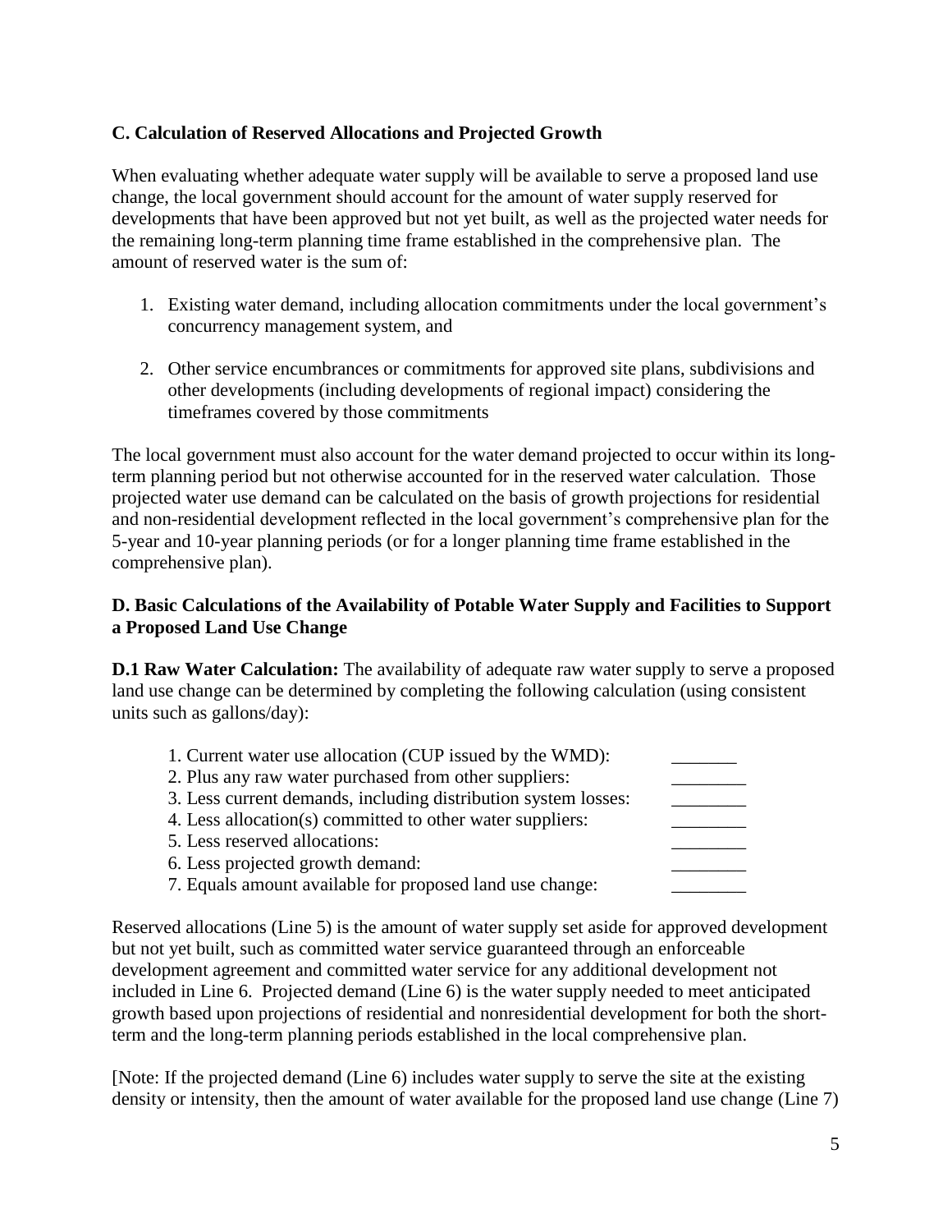**C. Calculation of Reserved Allocations and Projected Growth**

When evaluating whether adequate water supply will be available to serve a proposed land use change, the local government should account for the amount of water supply reserved for developments that have been approved but not yet built, as well as the projected water needs for the remaining long-term planning time frame established in the comprehensive plan. The amount of reserved water is the sum of:

1. Existing water demand, including allocation commitments under the local government's concurrency management system, and
2. Other service encumbrances or commitments for approved site plans, subdivisions and other developments (including developments of regional impact) considering the timeframes covered by those commitments

The local government must also account for the water demand projected to occur within its long-term planning period but not otherwise accounted for in the reserved water calculation. Those projected water use demand can be calculated on the basis of growth projections for residential and non-residential development reflected in the local government's comprehensive plan for the 5-year and 10-year planning periods (or for a longer planning time frame established in the comprehensive plan).

**D. Basic Calculations of the Availability of Potable Water Supply and Facilities to Support a Proposed Land Use Change**

**D.1 Raw Water Calculation:** The availability of adequate raw water supply to serve a proposed land use change can be determined by completing the following calculation (using consistent units such as gallons/day):

1. Current water use allocation (CUP issued by the WMD): _______
2. Plus any raw water purchased from other suppliers: ________
3. Less current demands, including distribution system losses: ________
4. Less allocation(s) committed to other water suppliers: ________
5. Less reserved allocations: ________
6. Less projected growth demand: ________
7. Equals amount available for proposed land use change: ________

Reserved allocations (Line 5) is the amount of water supply set aside for approved development but not yet built, such as committed water service guaranteed through an enforceable development agreement and committed water service for any additional development not included in Line 6. Projected demand (Line 6) is the water supply needed to meet anticipated growth based upon projections of residential and nonresidential development for both the short-term and the long-term planning periods established in the local comprehensive plan.

[Note: If the projected demand (Line 6) includes water supply to serve the site at the existing density or intensity, then the amount of water available for the proposed land use change (Line 7)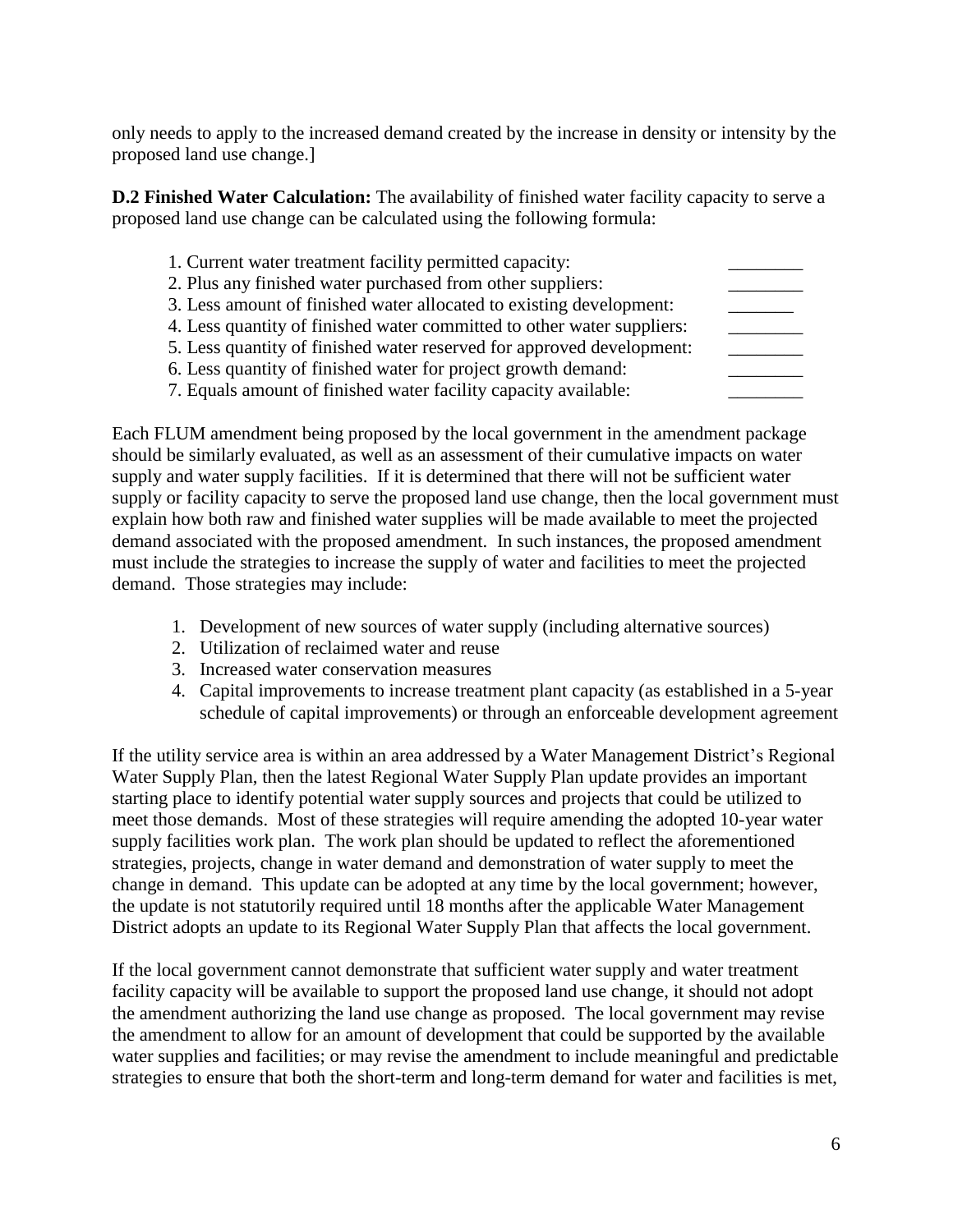only needs to apply to the increased demand created by the increase in density or intensity by the proposed land use change.]

**D.2 Finished Water Calculation:** The availability of finished water facility capacity to serve a proposed land use change can be calculated using the following formula:

1. Current water treatment facility permitted capacity: ________
2. Plus any finished water purchased from other suppliers: ________
3. Less amount of finished water allocated to existing development: _______
4. Less quantity of finished water committed to other water suppliers: ________
5. Less quantity of finished water reserved for approved development: ________
6. Less quantity of finished water for project growth demand: ________
7. Equals amount of finished water facility capacity available: ________

Each FLUM amendment being proposed by the local government in the amendment package should be similarly evaluated, as well as an assessment of their cumulative impacts on water supply and water supply facilities. If it is determined that there will not be sufficient water supply or facility capacity to serve the proposed land use change, then the local government must explain how both raw and finished water supplies will be made available to meet the projected demand associated with the proposed amendment. In such instances, the proposed amendment must include the strategies to increase the supply of water and facilities to meet the projected demand. Those strategies may include:

1. Development of new sources of water supply (including alternative sources)
2. Utilization of reclaimed water and reuse
3. Increased water conservation measures
4. Capital improvements to increase treatment plant capacity (as established in a 5-year schedule of capital improvements) or through an enforceable development agreement

If the utility service area is within an area addressed by a Water Management District's Regional Water Supply Plan, then the latest Regional Water Supply Plan update provides an important starting place to identify potential water supply sources and projects that could be utilized to meet those demands. Most of these strategies will require amending the adopted 10-year water supply facilities work plan. The work plan should be updated to reflect the aforementioned strategies, projects, change in water demand and demonstration of water supply to meet the change in demand. This update can be adopted at any time by the local government; however, the update is not statutorily required until 18 months after the applicable Water Management District adopts an update to its Regional Water Supply Plan that affects the local government.

If the local government cannot demonstrate that sufficient water supply and water treatment facility capacity will be available to support the proposed land use change, it should not adopt the amendment authorizing the land use change as proposed. The local government may revise the amendment to allow for an amount of development that could be supported by the available water supplies and facilities; or may revise the amendment to include meaningful and predictable strategies to ensure that both the short-term and long-term demand for water and facilities is met,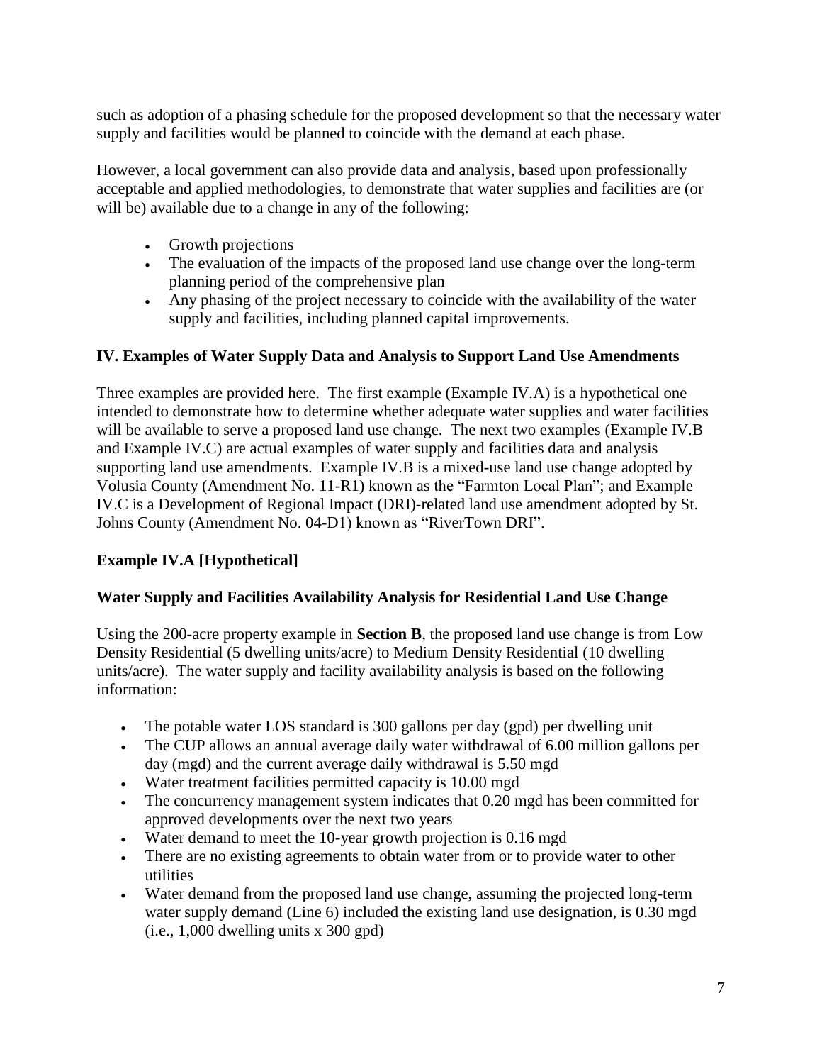such as adoption of a phasing schedule for the proposed development so that the necessary water supply and facilities would be planned to coincide with the demand at each phase.

However, a local government can also provide data and analysis, based upon professionally acceptable and applied methodologies, to demonstrate that water supplies and facilities are (or will be) available due to a change in any of the following:

- Growth projections
- The evaluation of the impacts of the proposed land use change over the long-term planning period of the comprehensive plan
- Any phasing of the project necessary to coincide with the availability of the water supply and facilities, including planned capital improvements.

## IV. Examples of Water Supply Data and Analysis to Support Land Use Amendments

Three examples are provided here. The first example (Example IV.A) is a hypothetical one intended to demonstrate how to determine whether adequate water supplies and water facilities will be available to serve a proposed land use change. The next two examples (Example IV.B and Example IV.C) are actual examples of water supply and facilities data and analysis supporting land use amendments. Example IV.B is a mixed-use land use change adopted by Volusia County (Amendment No. 11-R1) known as the "Farmton Local Plan"; and Example IV.C is a Development of Regional Impact (DRI)-related land use amendment adopted by St. Johns County (Amendment No. 04-D1) known as "RiverTown DRI".

### Example IV.A [Hypothetical]

### Water Supply and Facilities Availability Analysis for Residential Land Use Change

Using the 200-acre property example in **Section B**, the proposed land use change is from Low Density Residential (5 dwelling units/acre) to Medium Density Residential (10 dwelling units/acre). The water supply and facility availability analysis is based on the following information:

- The potable water LOS standard is 300 gallons per day (gpd) per dwelling unit
- The CUP allows an annual average daily water withdrawal of 6.00 million gallons per day (mgd) and the current average daily withdrawal is 5.50 mgd
- Water treatment facilities permitted capacity is 10.00 mgd
- The concurrency management system indicates that 0.20 mgd has been committed for approved developments over the next two years
- Water demand to meet the 10-year growth projection is 0.16 mgd
- There are no existing agreements to obtain water from or to provide water to other utilities
- Water demand from the proposed land use change, assuming the projected long-term water supply demand (Line 6) included the existing land use designation, is 0.30 mgd (i.e., 1,000 dwelling units x 300 gpd)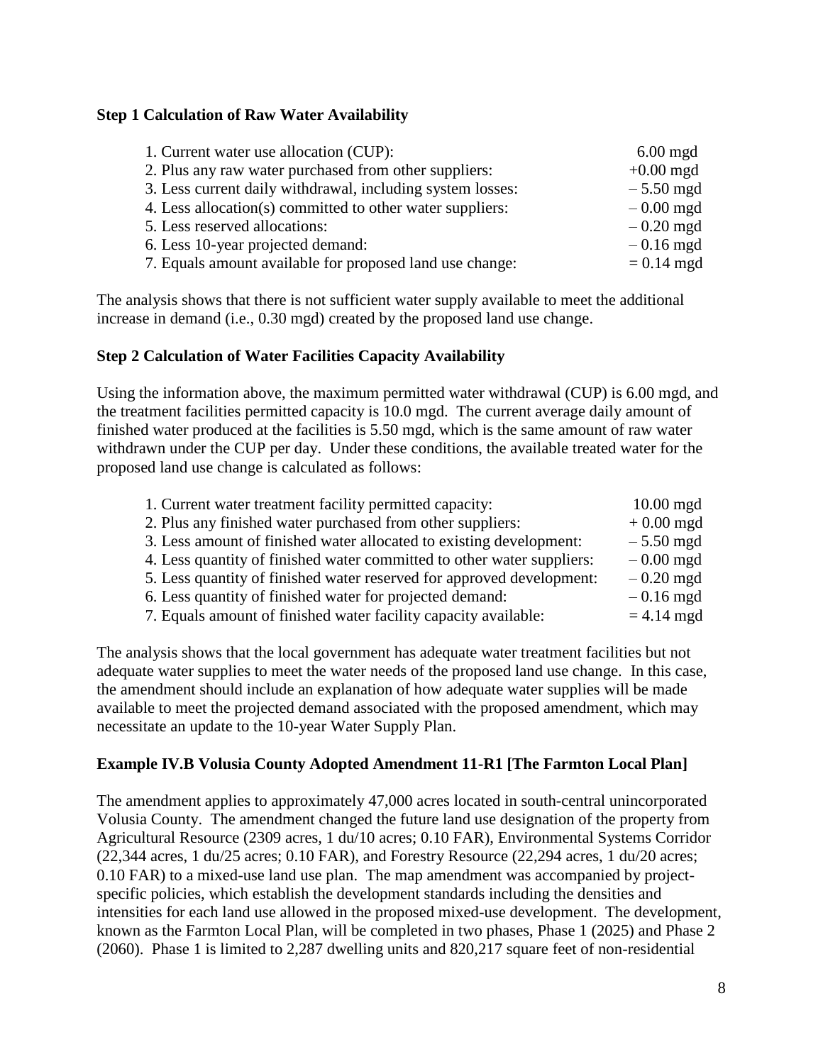**Step 1 Calculation of Raw Water Availability**

| | |
|---|---|
| 1. Current water use allocation (CUP): | 6.00 mgd |
| 2. Plus any raw water purchased from other suppliers: | +0.00 mgd |
| 3. Less current daily withdrawal, including system losses: | – 5.50 mgd |
| 4. Less allocation(s) committed to other water suppliers: | – 0.00 mgd |
| 5. Less reserved allocations: | – 0.20 mgd |
| 6. Less 10-year projected demand: | – 0.16 mgd |
| 7. Equals amount available for proposed land use change: | = 0.14 mgd |

The analysis shows that there is not sufficient water supply available to meet the additional increase in demand (i.e., 0.30 mgd) created by the proposed land use change.

**Step 2 Calculation of Water Facilities Capacity Availability**

Using the information above, the maximum permitted water withdrawal (CUP) is 6.00 mgd, and the treatment facilities permitted capacity is 10.0 mgd. The current average daily amount of finished water produced at the facilities is 5.50 mgd, which is the same amount of raw water withdrawn under the CUP per day. Under these conditions, the available treated water for the proposed land use change is calculated as follows:

| | |
|---|---|
| 1. Current water treatment facility permitted capacity: | 10.00 mgd |
| 2. Plus any finished water purchased from other suppliers: | + 0.00 mgd |
| 3. Less amount of finished water allocated to existing development: | – 5.50 mgd |
| 4. Less quantity of finished water committed to other water suppliers: | – 0.00 mgd |
| 5. Less quantity of finished water reserved for approved development: | – 0.20 mgd |
| 6. Less quantity of finished water for projected demand: | – 0.16 mgd |
| 7. Equals amount of finished water facility capacity available: | = 4.14 mgd |

The analysis shows that the local government has adequate water treatment facilities but not adequate water supplies to meet the water needs of the proposed land use change. In this case, the amendment should include an explanation of how adequate water supplies will be made available to meet the projected demand associated with the proposed amendment, which may necessitate an update to the 10-year Water Supply Plan.

**Example IV.B Volusia County Adopted Amendment 11-R1 [The Farmton Local Plan]**

The amendment applies to approximately 47,000 acres located in south-central unincorporated Volusia County. The amendment changed the future land use designation of the property from Agricultural Resource (2309 acres, 1 du/10 acres; 0.10 FAR), Environmental Systems Corridor (22,344 acres, 1 du/25 acres; 0.10 FAR), and Forestry Resource (22,294 acres, 1 du/20 acres; 0.10 FAR) to a mixed-use land use plan. The map amendment was accompanied by project-specific policies, which establish the development standards including the densities and intensities for each land use allowed in the proposed mixed-use development. The development, known as the Farmton Local Plan, will be completed in two phases, Phase 1 (2025) and Phase 2 (2060). Phase 1 is limited to 2,287 dwelling units and 820,217 square feet of non-residential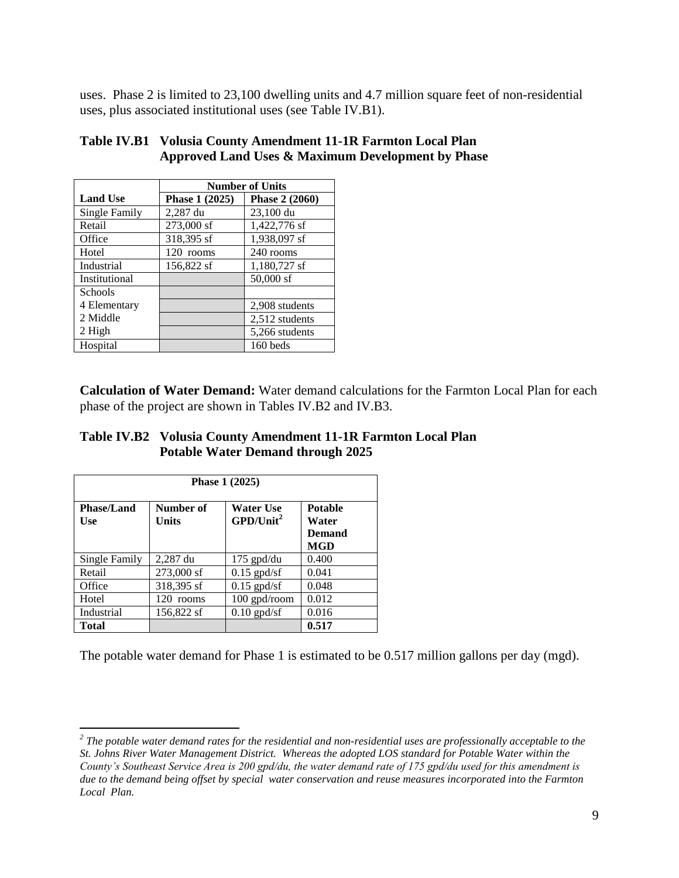uses. Phase 2 is limited to 23,100 dwelling units and 4.7 million square feet of non-residential uses, plus associated institutional uses (see Table IV.B1).

**Table IV.B1 Volusia County Amendment 11-1R Farmton Local Plan Approved Land Uses & Maximum Development by Phase**

| | Number of Units | |
|---|---|---|
| **Land Use** | **Phase 1 (2025)** | **Phase 2 (2060)** |
| Single Family | 2,287 du | 23,100 du |
| Retail | 273,000 sf | 1,422,776 sf |
| Office | 318,395 sf | 1,938,097 sf |
| Hotel | 120 rooms | 240 rooms |
| Industrial | 156,822 sf | 1,180,727 sf |
| Institutional | | 50,000 sf |
| Schools | | |
| 4 Elementary | | 2,908 students |
| 2 Middle | | 2,512 students |
| 2 High | | 5,266 students |
| Hospital | | 160 beds |

**Calculation of Water Demand:** Water demand calculations for the Farmton Local Plan for each phase of the project are shown in Tables IV.B2 and IV.B3.

**Table IV.B2 Volusia County Amendment 11-1R Farmton Local Plan Potable Water Demand through 2025**

| Phase 1 (2025) | | | |
|---|---|---|---|
| **Phase/Land Use** | **Number of Units** | **Water Use GPD/Unit[2]** | **Potable Water Demand MGD** |
| Single Family | 2,287 du | 175 gpd/du | 0.400 |
| Retail | 273,000 sf | 0.15 gpd/sf | 0.041 |
| Office | 318,395 sf | 0.15 gpd/sf | 0.048 |
| Hotel | 120 rooms | 100 gpd/room | 0.012 |
| Industrial | 156,822 sf | 0.10 gpd/sf | 0.016 |
| **Total** | | | **0.517** |

The potable water demand for Phase 1 is estimated to be 0.517 million gallons per day (mgd).

---

[2] *The potable water demand rates for the residential and non-residential uses are professionally acceptable to the St. Johns River Water Management District. Whereas the adopted LOS standard for Potable Water within the County's Southeast Service Area is 200 gpd/du, the water demand rate of 175 gpd/du used for this amendment is due to the demand being offset by special water conservation and reuse measures incorporated into the Farmton Local Plan.*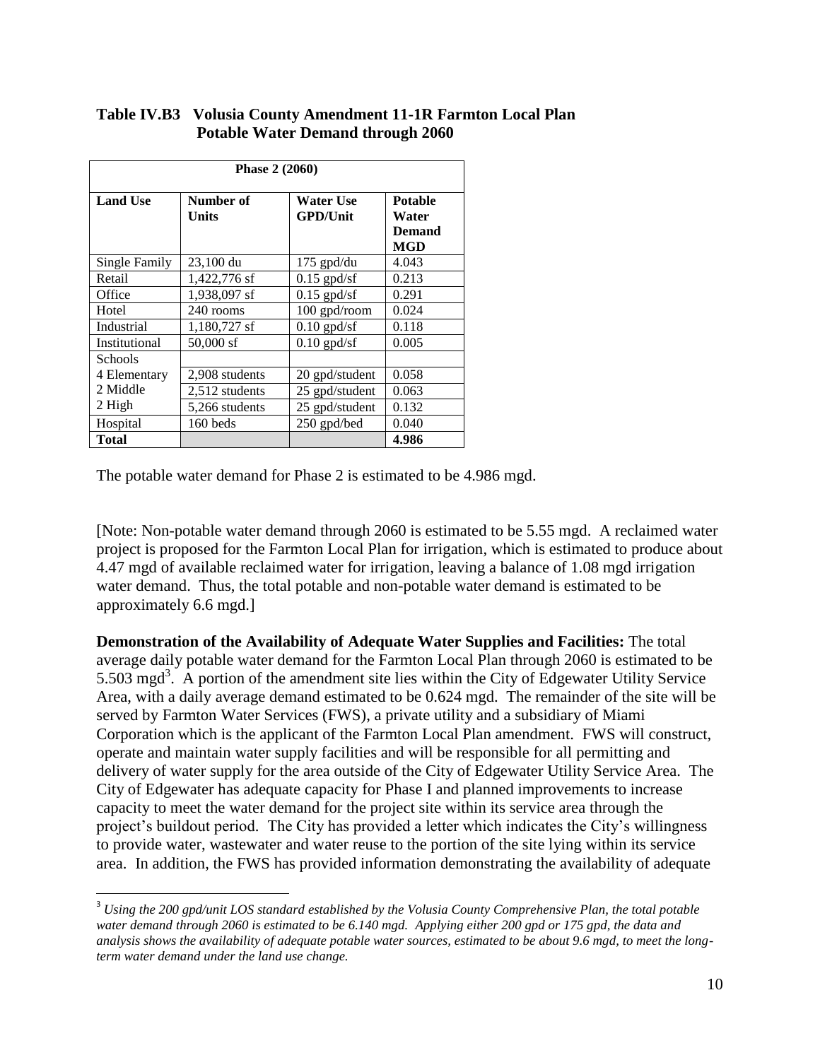**Table IV.B3 Volusia County Amendment 11-1R Farmton Local Plan Potable Water Demand through 2060**

| Phase 2 (2060) | | | |
|---|---|---|---|
| **Land Use** | **Number of Units** | **Water Use GPD/Unit** | **Potable Water Demand MGD** |
| Single Family | 23,100 du | 175 gpd/du | 4.043 |
| Retail | 1,422,776 sf | 0.15 gpd/sf | 0.213 |
| Office | 1,938,097 sf | 0.15 gpd/sf | 0.291 |
| Hotel | 240 rooms | 100 gpd/room | 0.024 |
| Industrial | 1,180,727 sf | 0.10 gpd/sf | 0.118 |
| Institutional | 50,000 sf | 0.10 gpd/sf | 0.005 |
| Schools | | | |
| 4 Elementary | 2,908 students | 20 gpd/student | 0.058 |
| 2 Middle | 2,512 students | 25 gpd/student | 0.063 |
| 2 High | 5,266 students | 25 gpd/student | 0.132 |
| Hospital | 160 beds | 250 gpd/bed | 0.040 |
| **Total** | | | **4.986** |

The potable water demand for Phase 2 is estimated to be 4.986 mgd.

[Note: Non-potable water demand through 2060 is estimated to be 5.55 mgd. A reclaimed water project is proposed for the Farmton Local Plan for irrigation, which is estimated to produce about 4.47 mgd of available reclaimed water for irrigation, leaving a balance of 1.08 mgd irrigation water demand. Thus, the total potable and non-potable water demand is estimated to be approximately 6.6 mgd.]

**Demonstration of the Availability of Adequate Water Supplies and Facilities:** The total average daily potable water demand for the Farmton Local Plan through 2060 is estimated to be 5.503 mgd[3]. A portion of the amendment site lies within the City of Edgewater Utility Service Area, with a daily average demand estimated to be 0.624 mgd. The remainder of the site will be served by Farmton Water Services (FWS), a private utility and a subsidiary of Miami Corporation which is the applicant of the Farmton Local Plan amendment. FWS will construct, operate and maintain water supply facilities and will be responsible for all permitting and delivery of water supply for the area outside of the City of Edgewater Utility Service Area. The City of Edgewater has adequate capacity for Phase I and planned improvements to increase capacity to meet the water demand for the project site within its service area through the project's buildout period. The City has provided a letter which indicates the City's willingness to provide water, wastewater and water reuse to the portion of the site lying within its service area. In addition, the FWS has provided information demonstrating the availability of adequate

[3] *Using the 200 gpd/unit LOS standard established by the Volusia County Comprehensive Plan, the total potable water demand through 2060 is estimated to be 6.140 mgd. Applying either 200 gpd or 175 gpd, the data and analysis shows the availability of adequate potable water sources, estimated to be about 9.6 mgd, to meet the long-term water demand under the land use change.*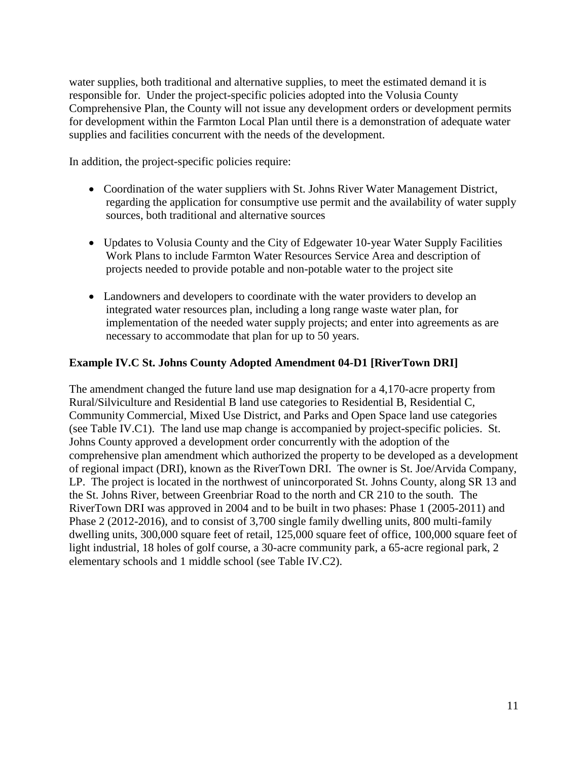water supplies, both traditional and alternative supplies, to meet the estimated demand it is responsible for. Under the project-specific policies adopted into the Volusia County Comprehensive Plan, the County will not issue any development orders or development permits for development within the Farmton Local Plan until there is a demonstration of adequate water supplies and facilities concurrent with the needs of the development.

In addition, the project-specific policies require:

- Coordination of the water suppliers with St. Johns River Water Management District, regarding the application for consumptive use permit and the availability of water supply sources, both traditional and alternative sources
- Updates to Volusia County and the City of Edgewater 10-year Water Supply Facilities Work Plans to include Farmton Water Resources Service Area and description of projects needed to provide potable and non-potable water to the project site
- Landowners and developers to coordinate with the water providers to develop an integrated water resources plan, including a long range waste water plan, for implementation of the needed water supply projects; and enter into agreements as are necessary to accommodate that plan for up to 50 years.

**Example IV.C St. Johns County Adopted Amendment 04-D1 [RiverTown DRI]**

The amendment changed the future land use map designation for a 4,170-acre property from Rural/Silviculture and Residential B land use categories to Residential B, Residential C, Community Commercial, Mixed Use District, and Parks and Open Space land use categories (see Table IV.C1). The land use map change is accompanied by project-specific policies. St. Johns County approved a development order concurrently with the adoption of the comprehensive plan amendment which authorized the property to be developed as a development of regional impact (DRI), known as the RiverTown DRI. The owner is St. Joe/Arvida Company, LP. The project is located in the northwest of unincorporated St. Johns County, along SR 13 and the St. Johns River, between Greenbriar Road to the north and CR 210 to the south. The RiverTown DRI was approved in 2004 and to be built in two phases: Phase 1 (2005-2011) and Phase 2 (2012-2016), and to consist of 3,700 single family dwelling units, 800 multi-family dwelling units, 300,000 square feet of retail, 125,000 square feet of office, 100,000 square feet of light industrial, 18 holes of golf course, a 30-acre community park, a 65-acre regional park, 2 elementary schools and 1 middle school (see Table IV.C2).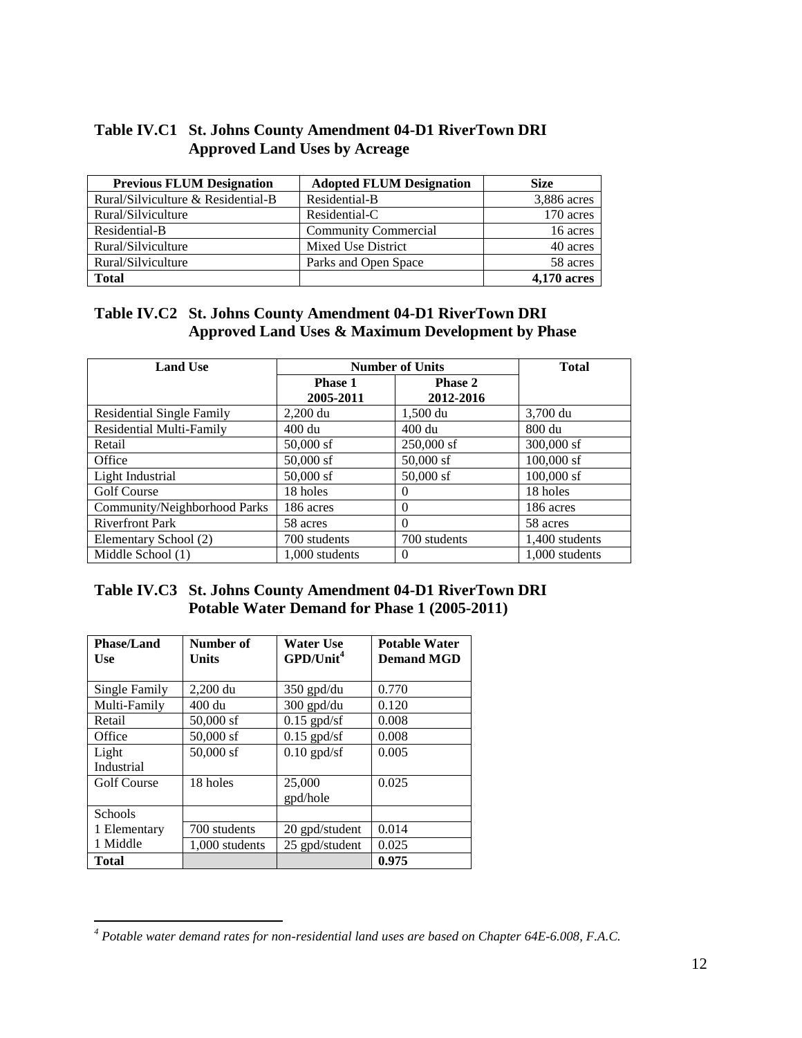### Table IV.C1 St. Johns County Amendment 04-D1 RiverTown DRI Approved Land Uses by Acreage

| Previous FLUM Designation | Adopted FLUM Designation | Size |
|---|---|---|
| Rural/Silviculture & Residential-B | Residential-B | 3,886 acres |
| Rural/Silviculture | Residential-C | 170 acres |
| Residential-B | Community Commercial | 16 acres |
| Rural/Silviculture | Mixed Use District | 40 acres |
| Rural/Silviculture | Parks and Open Space | 58 acres |
| **Total** | | **4,170 acres** |

### Table IV.C2 St. Johns County Amendment 04-D1 RiverTown DRI Approved Land Uses & Maximum Development by Phase

| Land Use | Number of Units | | Total |
|---|---|---|---|
| | Phase 1 2005-2011 | Phase 2 2012-2016 | |
| Residential Single Family | 2,200 du | 1,500 du | 3,700 du |
| Residential Multi-Family | 400 du | 400 du | 800 du |
| Retail | 50,000 sf | 250,000 sf | 300,000 sf |
| Office | 50,000 sf | 50,000 sf | 100,000 sf |
| Light Industrial | 50,000 sf | 50,000 sf | 100,000 sf |
| Golf Course | 18 holes | 0 | 18 holes |
| Community/Neighborhood Parks | 186 acres | 0 | 186 acres |
| Riverfront Park | 58 acres | 0 | 58 acres |
| Elementary School (2) | 700 students | 700 students | 1,400 students |
| Middle School (1) | 1,000 students | 0 | 1,000 students |

### Table IV.C3 St. Johns County Amendment 04-D1 RiverTown DRI Potable Water Demand for Phase 1 (2005-2011)

| Phase/Land Use | Number of Units | Water Use GPD/Unit[4] | Potable Water Demand MGD |
|---|---|---|---|
| Single Family | 2,200 du | 350 gpd/du | 0.770 |
| Multi-Family | 400 du | 300 gpd/du | 0.120 |
| Retail | 50,000 sf | 0.15 gpd/sf | 0.008 |
| Office | 50,000 sf | 0.15 gpd/sf | 0.008 |
| Light Industrial | 50,000 sf | 0.10 gpd/sf | 0.005 |
| Golf Course | 18 holes | 25,000 gpd/hole | 0.025 |
| Schools | | | |
| 1 Elementary | 700 students | 20 gpd/student | 0.014 |
| 1 Middle | 1,000 students | 25 gpd/student | 0.025 |
| **Total** | | | **0.975** |

---

[4] *Potable water demand rates for non-residential land uses are based on Chapter 64E-6.008, F.A.C.*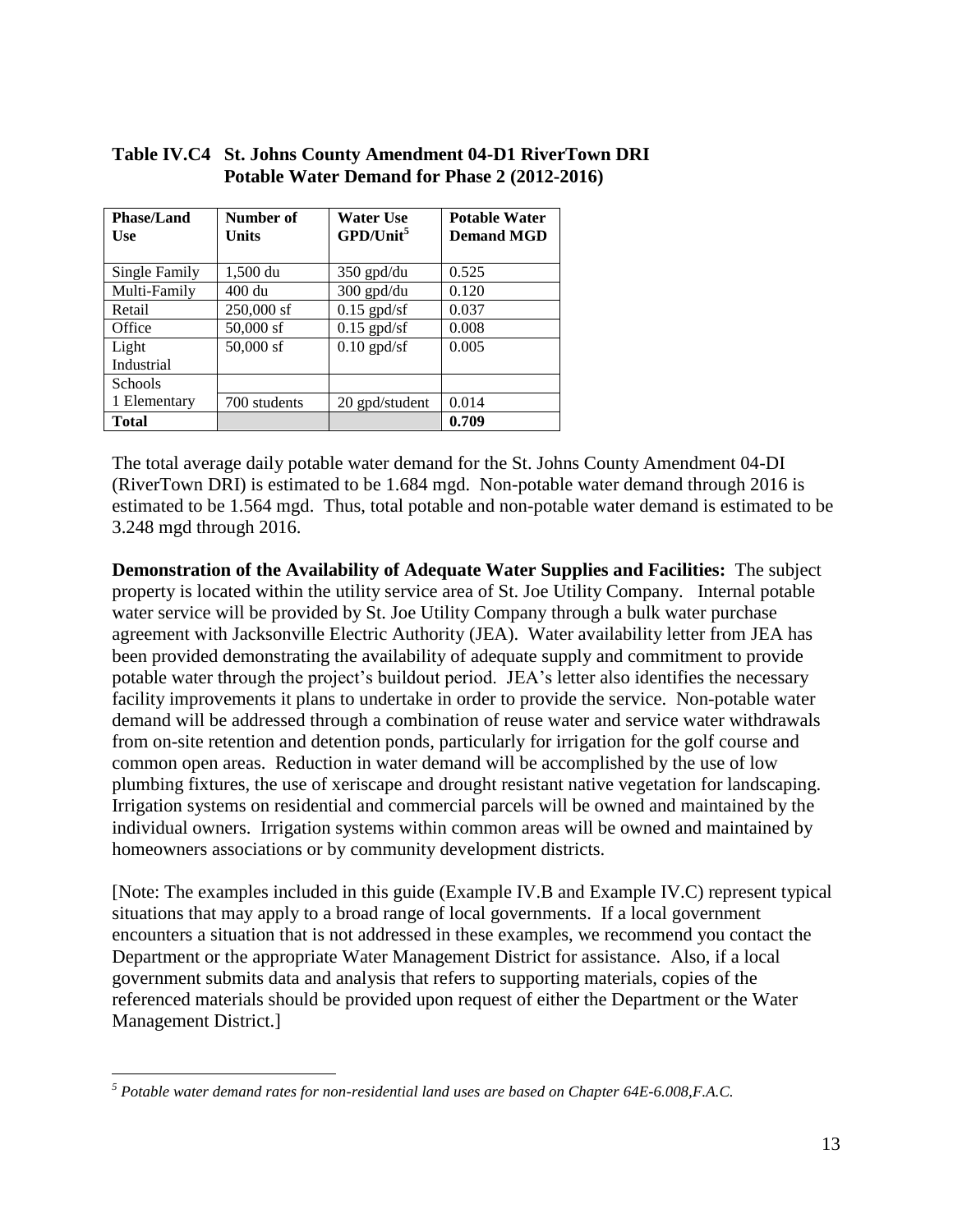**Table IV.C4 St. Johns County Amendment 04-D1 RiverTown DRI Potable Water Demand for Phase 2 (2012-2016)**

| Phase/Land Use | Number of Units | Water Use GPD/Unit[5] | Potable Water Demand MGD |
|---|---|---|---|
| Single Family | 1,500 du | 350 gpd/du | 0.525 |
| Multi-Family | 400 du | 300 gpd/du | 0.120 |
| Retail | 250,000 sf | 0.15 gpd/sf | 0.037 |
| Office | 50,000 sf | 0.15 gpd/sf | 0.008 |
| Light Industrial | 50,000 sf | 0.10 gpd/sf | 0.005 |
| Schools | | | |
| 1 Elementary | 700 students | 20 gpd/student | 0.014 |
| **Total** | | | **0.709** |

The total average daily potable water demand for the St. Johns County Amendment 04-DI (RiverTown DRI) is estimated to be 1.684 mgd. Non-potable water demand through 2016 is estimated to be 1.564 mgd. Thus, total potable and non-potable water demand is estimated to be 3.248 mgd through 2016.

**Demonstration of the Availability of Adequate Water Supplies and Facilities:** The subject property is located within the utility service area of St. Joe Utility Company. Internal potable water service will be provided by St. Joe Utility Company through a bulk water purchase agreement with Jacksonville Electric Authority (JEA). Water availability letter from JEA has been provided demonstrating the availability of adequate supply and commitment to provide potable water through the project's buildout period. JEA's letter also identifies the necessary facility improvements it plans to undertake in order to provide the service. Non-potable water demand will be addressed through a combination of reuse water and service water withdrawals from on-site retention and detention ponds, particularly for irrigation for the golf course and common open areas. Reduction in water demand will be accomplished by the use of low plumbing fixtures, the use of xeriscape and drought resistant native vegetation for landscaping. Irrigation systems on residential and commercial parcels will be owned and maintained by the individual owners. Irrigation systems within common areas will be owned and maintained by homeowners associations or by community development districts.

[Note: The examples included in this guide (Example IV.B and Example IV.C) represent typical situations that may apply to a broad range of local governments. If a local government encounters a situation that is not addressed in these examples, we recommend you contact the Department or the appropriate Water Management District for assistance. Also, if a local government submits data and analysis that refers to supporting materials, copies of the referenced materials should be provided upon request of either the Department or the Water Management District.]

---

[5] *Potable water demand rates for non-residential land uses are based on Chapter 64E-6.008,F.A.C.*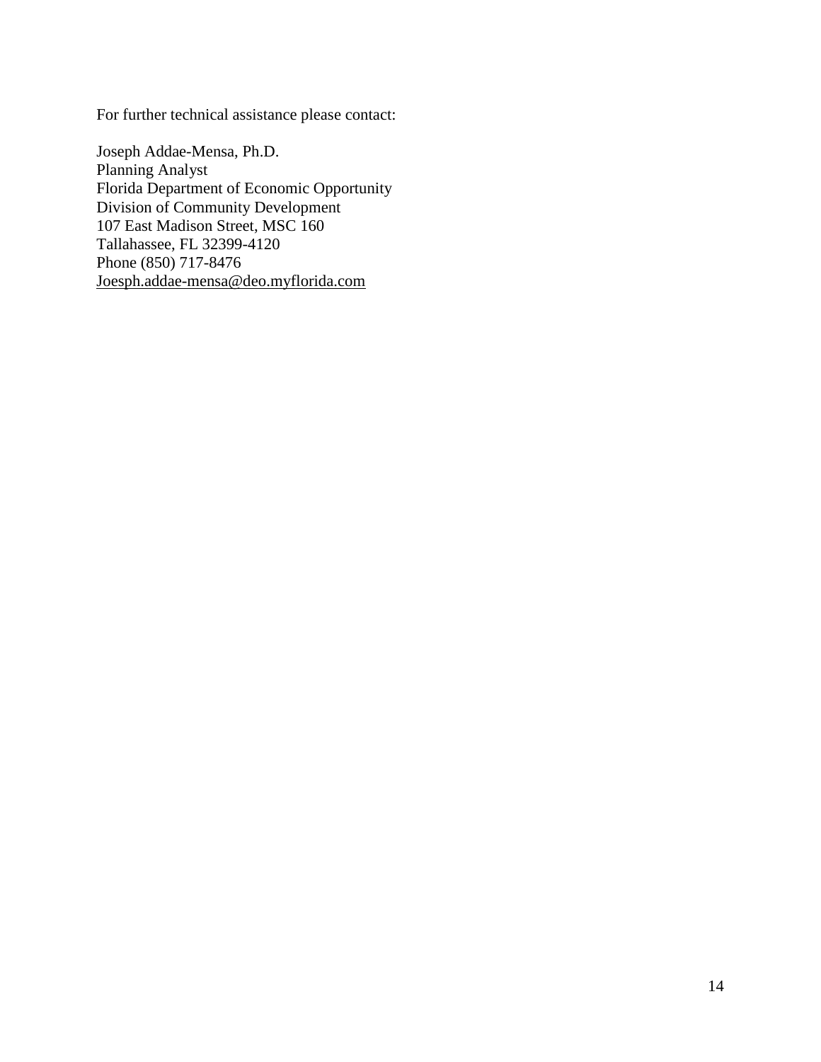For further technical assistance please contact:

Joseph Addae-Mensa, Ph.D.
Planning Analyst
Florida Department of Economic Opportunity
Division of Community Development
107 East Madison Street, MSC 160
Tallahassee, FL 32399-4120
Phone (850) 717-8476
Joesph.addae-mensa@deo.myflorida.com